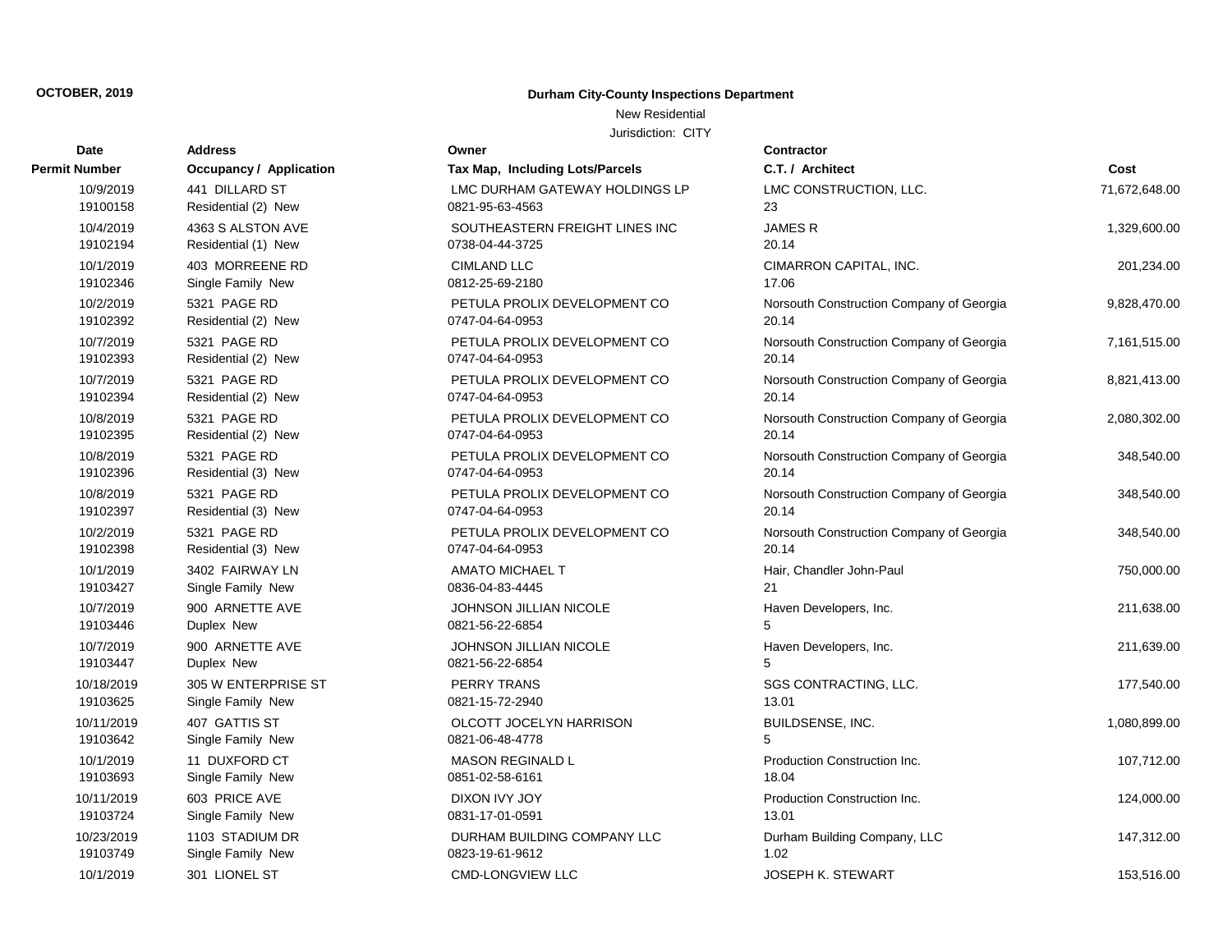**OCTOBER, 2019**

# Durham City-County Inspections Department

New Residential

Jurisdiction: CITY

| Date / Permit Number | Address / Occupancy / Application | Owner / Tax Map, Including Lots/Parcels | Contractor / C.T. / Architect | Cost |
|---|---|---|---|---|
| 10/9/2019<br>19100158 | 441 DILLARD ST<br>Residential (2) New | LMC DURHAM GATEWAY HOLDINGS LP<br>0821-95-63-4563 | LMC CONSTRUCTION, LLC.<br>23 | 71,672,648.00 |
| 10/4/2019<br>19102194 | 4363 S ALSTON AVE<br>Residential (1) New | SOUTHEASTERN FREIGHT LINES INC<br>0738-04-44-3725 | JAMES R<br>20.14 | 1,329,600.00 |
| 10/1/2019<br>19102346 | 403 MORREENE RD<br>Single Family New | CIMLAND LLC<br>0812-25-69-2180 | CIMARRON CAPITAL, INC.<br>17.06 | 201,234.00 |
| 10/2/2019<br>19102392 | 5321 PAGE RD<br>Residential (2) New | PETULA PROLIX DEVELOPMENT CO<br>0747-04-64-0953 | Norsouth Construction Company of Georgia<br>20.14 | 9,828,470.00 |
| 10/7/2019<br>19102393 | 5321 PAGE RD<br>Residential (2) New | PETULA PROLIX DEVELOPMENT CO<br>0747-04-64-0953 | Norsouth Construction Company of Georgia<br>20.14 | 7,161,515.00 |
| 10/7/2019<br>19102394 | 5321 PAGE RD<br>Residential (2) New | PETULA PROLIX DEVELOPMENT CO<br>0747-04-64-0953 | Norsouth Construction Company of Georgia<br>20.14 | 8,821,413.00 |
| 10/8/2019<br>19102395 | 5321 PAGE RD<br>Residential (2) New | PETULA PROLIX DEVELOPMENT CO<br>0747-04-64-0953 | Norsouth Construction Company of Georgia<br>20.14 | 2,080,302.00 |
| 10/8/2019<br>19102396 | 5321 PAGE RD<br>Residential (3) New | PETULA PROLIX DEVELOPMENT CO<br>0747-04-64-0953 | Norsouth Construction Company of Georgia<br>20.14 | 348,540.00 |
| 10/8/2019<br>19102397 | 5321 PAGE RD<br>Residential (3) New | PETULA PROLIX DEVELOPMENT CO<br>0747-04-64-0953 | Norsouth Construction Company of Georgia<br>20.14 | 348,540.00 |
| 10/2/2019<br>19102398 | 5321 PAGE RD<br>Residential (3) New | PETULA PROLIX DEVELOPMENT CO<br>0747-04-64-0953 | Norsouth Construction Company of Georgia<br>20.14 | 348,540.00 |
| 10/1/2019<br>19103427 | 3402 FAIRWAY LN<br>Single Family New | AMATO MICHAEL T<br>0836-04-83-4445 | Hair, Chandler John-Paul<br>21 | 750,000.00 |
| 10/7/2019<br>19103446 | 900 ARNETTE AVE<br>Duplex New | JOHNSON JILLIAN NICOLE<br>0821-56-22-6854 | Haven Developers, Inc.<br>5 | 211,638.00 |
| 10/7/2019<br>19103447 | 900 ARNETTE AVE<br>Duplex New | JOHNSON JILLIAN NICOLE<br>0821-56-22-6854 | Haven Developers, Inc.<br>5 | 211,639.00 |
| 10/18/2019<br>19103625 | 305 W ENTERPRISE ST<br>Single Family New | PERRY TRANS<br>0821-15-72-2940 | SGS CONTRACTING, LLC.<br>13.01 | 177,540.00 |
| 10/11/2019<br>19103642 | 407 GATTIS ST<br>Single Family New | OLCOTT JOCELYN HARRISON<br>0821-06-48-4778 | BUILDSENSE, INC.<br>5 | 1,080,899.00 |
| 10/1/2019<br>19103693 | 11 DUXFORD CT<br>Single Family New | MASON REGINALD L<br>0851-02-58-6161 | Production Construction Inc.<br>18.04 | 107,712.00 |
| 10/11/2019<br>19103724 | 603 PRICE AVE<br>Single Family New | DIXON IVY JOY<br>0831-17-01-0591 | Production Construction Inc.<br>13.01 | 124,000.00 |
| 10/23/2019<br>19103749 | 1103 STADIUM DR<br>Single Family New | DURHAM BUILDING COMPANY LLC<br>0823-19-61-9612 | Durham Building Company, LLC<br>1.02 | 147,312.00 |
| 10/1/2019 | 301 LIONEL ST | CMD-LONGVIEW LLC | JOSEPH K. STEWART | 153,516.00 |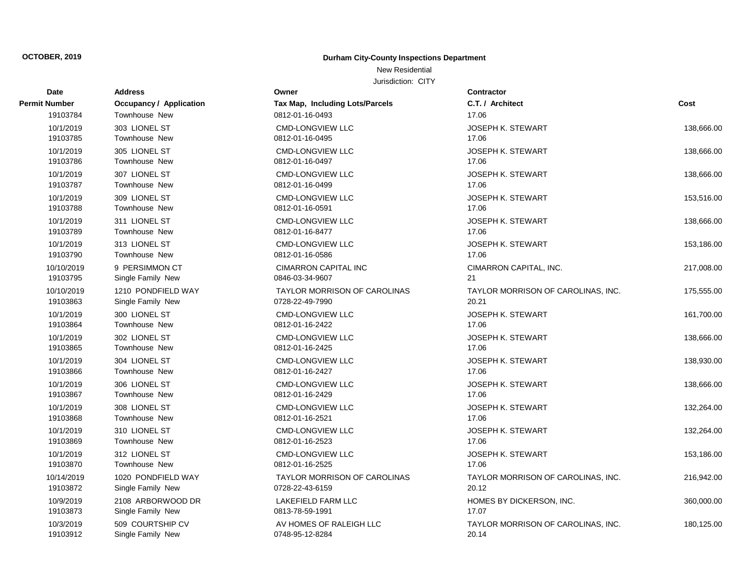**OCTOBER, 2019**

**Durham City-County Inspections Department**

New Residential

Jurisdiction: CITY

| Date / Permit Number | Address / Occupancy / Application | Owner / Tax Map, Including Lots/Parcels | Contractor / C.T. / Architect | Cost |
|---|---|---|---|---|
| 19103784 | Townhouse New | 0812-01-16-0493 | 17.06 | |
| 10/1/2019 | 303 LIONEL ST | CMD-LONGVIEW LLC | JOSEPH K. STEWART | 138,666.00 |
| 19103785 | Townhouse New | 0812-01-16-0495 | 17.06 | |
| 10/1/2019 | 305 LIONEL ST | CMD-LONGVIEW LLC | JOSEPH K. STEWART | 138,666.00 |
| 19103786 | Townhouse New | 0812-01-16-0497 | 17.06 | |
| 10/1/2019 | 307 LIONEL ST | CMD-LONGVIEW LLC | JOSEPH K. STEWART | 138,666.00 |
| 19103787 | Townhouse New | 0812-01-16-0499 | 17.06 | |
| 10/1/2019 | 309 LIONEL ST | CMD-LONGVIEW LLC | JOSEPH K. STEWART | 153,516.00 |
| 19103788 | Townhouse New | 0812-01-16-0591 | 17.06 | |
| 10/1/2019 | 311 LIONEL ST | CMD-LONGVIEW LLC | JOSEPH K. STEWART | 138,666.00 |
| 19103789 | Townhouse New | 0812-01-16-8477 | 17.06 | |
| 10/1/2019 | 313 LIONEL ST | CMD-LONGVIEW LLC | JOSEPH K. STEWART | 153,186.00 |
| 19103790 | Townhouse New | 0812-01-16-0586 | 17.06 | |
| 10/10/2019 | 9 PERSIMMON CT | CIMARRON CAPITAL INC | CIMARRON CAPITAL, INC. | 217,008.00 |
| 19103795 | Single Family New | 0846-03-34-9607 | 21 | |
| 10/10/2019 | 1210 PONDFIELD WAY | TAYLOR MORRISON OF CAROLINAS | TAYLOR MORRISON OF CAROLINAS, INC. | 175,555.00 |
| 19103863 | Single Family New | 0728-22-49-7990 | 20.21 | |
| 10/1/2019 | 300 LIONEL ST | CMD-LONGVIEW LLC | JOSEPH K. STEWART | 161,700.00 |
| 19103864 | Townhouse New | 0812-01-16-2422 | 17.06 | |
| 10/1/2019 | 302 LIONEL ST | CMD-LONGVIEW LLC | JOSEPH K. STEWART | 138,666.00 |
| 19103865 | Townhouse New | 0812-01-16-2425 | 17.06 | |
| 10/1/2019 | 304 LIONEL ST | CMD-LONGVIEW LLC | JOSEPH K. STEWART | 138,930.00 |
| 19103866 | Townhouse New | 0812-01-16-2427 | 17.06 | |
| 10/1/2019 | 306 LIONEL ST | CMD-LONGVIEW LLC | JOSEPH K. STEWART | 138,666.00 |
| 19103867 | Townhouse New | 0812-01-16-2429 | 17.06 | |
| 10/1/2019 | 308 LIONEL ST | CMD-LONGVIEW LLC | JOSEPH K. STEWART | 132,264.00 |
| 19103868 | Townhouse New | 0812-01-16-2521 | 17.06 | |
| 10/1/2019 | 310 LIONEL ST | CMD-LONGVIEW LLC | JOSEPH K. STEWART | 132,264.00 |
| 19103869 | Townhouse New | 0812-01-16-2523 | 17.06 | |
| 10/1/2019 | 312 LIONEL ST | CMD-LONGVIEW LLC | JOSEPH K. STEWART | 153,186.00 |
| 19103870 | Townhouse New | 0812-01-16-2525 | 17.06 | |
| 10/14/2019 | 1020 PONDFIELD WAY | TAYLOR MORRISON OF CAROLINAS | TAYLOR MORRISON OF CAROLINAS, INC. | 216,942.00 |
| 19103872 | Single Family New | 0728-22-43-6159 | 20.12 | |
| 10/9/2019 | 2108 ARBORWOOD DR | LAKEFIELD FARM LLC | HOMES BY DICKERSON, INC. | 360,000.00 |
| 19103873 | Single Family New | 0813-78-59-1991 | 17.07 | |
| 10/3/2019 | 509 COURTSHIP CV | AV HOMES OF RALEIGH LLC | TAYLOR MORRISON OF CAROLINAS, INC. | 180,125.00 |
| 19103912 | Single Family New | 0748-95-12-8284 | 20.14 | |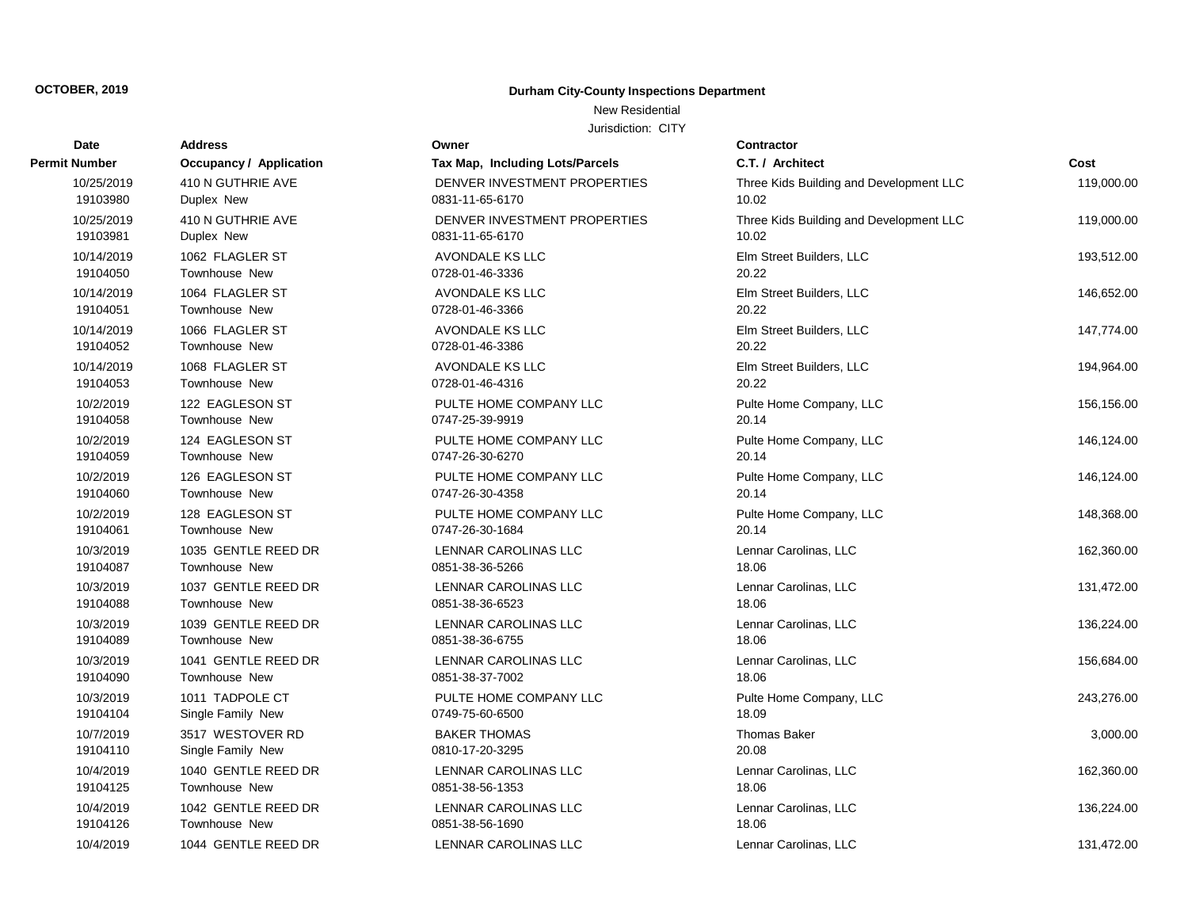**OCTOBER, 2019**

**Durham City-County Inspections Department**

New Residential

Jurisdiction: CITY

| Date / Permit Number | Address / Occupancy / Application | Owner / Tax Map, Including Lots/Parcels | Contractor / C.T. / Architect | Cost |
|---|---|---|---|---|
| 10/25/2019<br>19103980 | 410 N GUTHRIE AVE<br>Duplex New | DENVER INVESTMENT PROPERTIES<br>0831-11-65-6170 | Three Kids Building and Development LLC<br>10.02 | 119,000.00 |
| 10/25/2019<br>19103981 | 410 N GUTHRIE AVE<br>Duplex New | DENVER INVESTMENT PROPERTIES<br>0831-11-65-6170 | Three Kids Building and Development LLC<br>10.02 | 119,000.00 |
| 10/14/2019<br>19104050 | 1062 FLAGLER ST<br>Townhouse New | AVONDALE KS LLC<br>0728-01-46-3336 | Elm Street Builders, LLC<br>20.22 | 193,512.00 |
| 10/14/2019<br>19104051 | 1064 FLAGLER ST<br>Townhouse New | AVONDALE KS LLC<br>0728-01-46-3366 | Elm Street Builders, LLC<br>20.22 | 146,652.00 |
| 10/14/2019<br>19104052 | 1066 FLAGLER ST<br>Townhouse New | AVONDALE KS LLC<br>0728-01-46-3386 | Elm Street Builders, LLC<br>20.22 | 147,774.00 |
| 10/14/2019<br>19104053 | 1068 FLAGLER ST<br>Townhouse New | AVONDALE KS LLC<br>0728-01-46-4316 | Elm Street Builders, LLC<br>20.22 | 194,964.00 |
| 10/2/2019<br>19104058 | 122 EAGLESON ST<br>Townhouse New | PULTE HOME COMPANY LLC<br>0747-25-39-9919 | Pulte Home Company, LLC<br>20.14 | 156,156.00 |
| 10/2/2019<br>19104059 | 124 EAGLESON ST<br>Townhouse New | PULTE HOME COMPANY LLC<br>0747-26-30-6270 | Pulte Home Company, LLC<br>20.14 | 146,124.00 |
| 10/2/2019<br>19104060 | 126 EAGLESON ST<br>Townhouse New | PULTE HOME COMPANY LLC<br>0747-26-30-4358 | Pulte Home Company, LLC<br>20.14 | 146,124.00 |
| 10/2/2019<br>19104061 | 128 EAGLESON ST<br>Townhouse New | PULTE HOME COMPANY LLC<br>0747-26-30-1684 | Pulte Home Company, LLC<br>20.14 | 148,368.00 |
| 10/3/2019<br>19104087 | 1035 GENTLE REED DR<br>Townhouse New | LENNAR CAROLINAS LLC<br>0851-38-36-5266 | Lennar Carolinas, LLC<br>18.06 | 162,360.00 |
| 10/3/2019<br>19104088 | 1037 GENTLE REED DR<br>Townhouse New | LENNAR CAROLINAS LLC<br>0851-38-36-6523 | Lennar Carolinas, LLC<br>18.06 | 131,472.00 |
| 10/3/2019<br>19104089 | 1039 GENTLE REED DR<br>Townhouse New | LENNAR CAROLINAS LLC<br>0851-38-36-6755 | Lennar Carolinas, LLC<br>18.06 | 136,224.00 |
| 10/3/2019<br>19104090 | 1041 GENTLE REED DR<br>Townhouse New | LENNAR CAROLINAS LLC<br>0851-38-37-7002 | Lennar Carolinas, LLC<br>18.06 | 156,684.00 |
| 10/3/2019<br>19104104 | 1011 TADPOLE CT<br>Single Family New | PULTE HOME COMPANY LLC<br>0749-75-60-6500 | Pulte Home Company, LLC<br>18.09 | 243,276.00 |
| 10/7/2019<br>19104110 | 3517 WESTOVER RD<br>Single Family New | BAKER THOMAS<br>0810-17-20-3295 | Thomas Baker<br>20.08 | 3,000.00 |
| 10/4/2019<br>19104125 | 1040 GENTLE REED DR<br>Townhouse New | LENNAR CAROLINAS LLC<br>0851-38-56-1353 | Lennar Carolinas, LLC<br>18.06 | 162,360.00 |
| 10/4/2019<br>19104126 | 1042 GENTLE REED DR<br>Townhouse New | LENNAR CAROLINAS LLC<br>0851-38-56-1690 | Lennar Carolinas, LLC<br>18.06 | 136,224.00 |
| 10/4/2019 | 1044 GENTLE REED DR | LENNAR CAROLINAS LLC | Lennar Carolinas, LLC | 131,472.00 |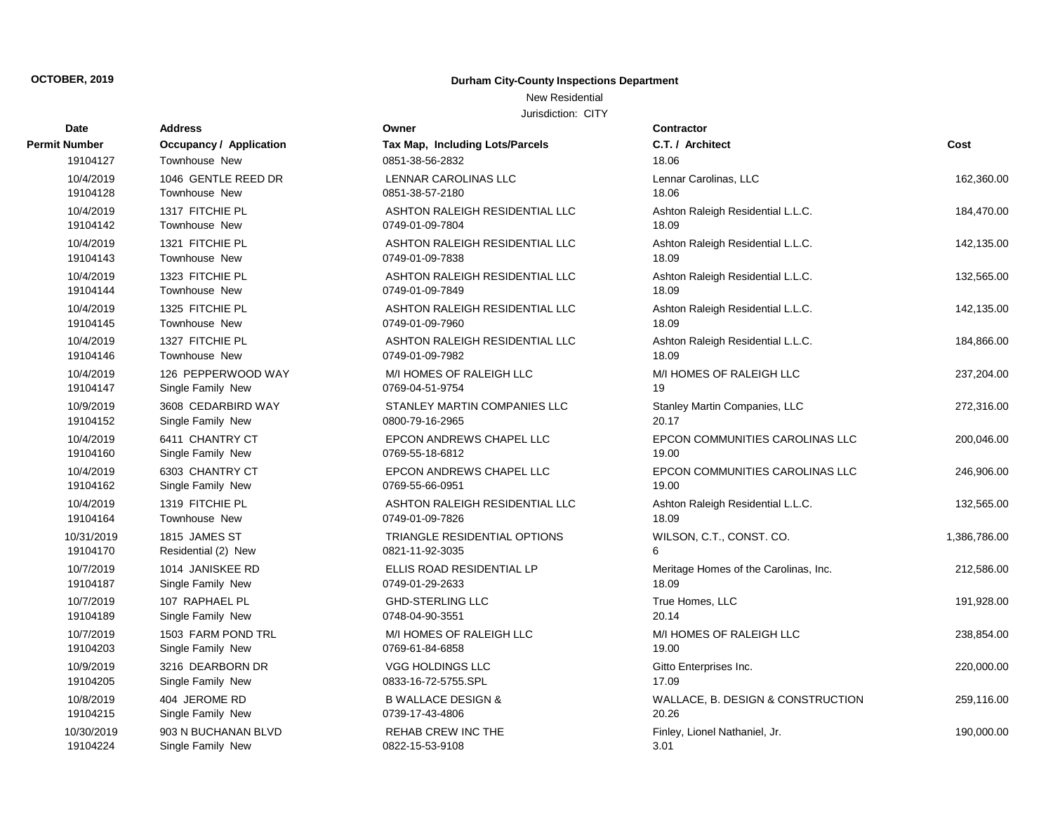**OCTOBER, 2019**

**Durham City-County Inspections Department**

New Residential

Jurisdiction: CITY

| Date / Permit Number | Address / Occupancy / Application | Owner / Tax Map, Including Lots/Parcels | Contractor / C.T. / Architect | Cost |
|---|---|---|---|---|
| 19104127 | Townhouse New | 0851-38-56-2832 | 18.06 | |
| 10/4/2019 | 1046 GENTLE REED DR | LENNAR CAROLINAS LLC | Lennar Carolinas, LLC | 162,360.00 |
| 19104128 | Townhouse New | 0851-38-57-2180 | 18.06 | |
| 10/4/2019 | 1317 FITCHIE PL | ASHTON RALEIGH RESIDENTIAL LLC | Ashton Raleigh Residential L.L.C. | 184,470.00 |
| 19104142 | Townhouse New | 0749-01-09-7804 | 18.09 | |
| 10/4/2019 | 1321 FITCHIE PL | ASHTON RALEIGH RESIDENTIAL LLC | Ashton Raleigh Residential L.L.C. | 142,135.00 |
| 19104143 | Townhouse New | 0749-01-09-7838 | 18.09 | |
| 10/4/2019 | 1323 FITCHIE PL | ASHTON RALEIGH RESIDENTIAL LLC | Ashton Raleigh Residential L.L.C. | 132,565.00 |
| 19104144 | Townhouse New | 0749-01-09-7849 | 18.09 | |
| 10/4/2019 | 1325 FITCHIE PL | ASHTON RALEIGH RESIDENTIAL LLC | Ashton Raleigh Residential L.L.C. | 142,135.00 |
| 19104145 | Townhouse New | 0749-01-09-7960 | 18.09 | |
| 10/4/2019 | 1327 FITCHIE PL | ASHTON RALEIGH RESIDENTIAL LLC | Ashton Raleigh Residential L.L.C. | 184,866.00 |
| 19104146 | Townhouse New | 0749-01-09-7982 | 18.09 | |
| 10/4/2019 | 126 PEPPERWOOD WAY | M/I HOMES OF RALEIGH LLC | M/I HOMES OF RALEIGH LLC | 237,204.00 |
| 19104147 | Single Family New | 0769-04-51-9754 | 19 | |
| 10/9/2019 | 3608 CEDARBIRD WAY | STANLEY MARTIN COMPANIES LLC | Stanley Martin Companies, LLC | 272,316.00 |
| 19104152 | Single Family New | 0800-79-16-2965 | 20.17 | |
| 10/4/2019 | 6411 CHANTRY CT | EPCON ANDREWS CHAPEL LLC | EPCON COMMUNITIES CAROLINAS LLC | 200,046.00 |
| 19104160 | Single Family New | 0769-55-18-6812 | 19.00 | |
| 10/4/2019 | 6303 CHANTRY CT | EPCON ANDREWS CHAPEL LLC | EPCON COMMUNITIES CAROLINAS LLC | 246,906.00 |
| 19104162 | Single Family New | 0769-55-66-0951 | 19.00 | |
| 10/4/2019 | 1319 FITCHIE PL | ASHTON RALEIGH RESIDENTIAL LLC | Ashton Raleigh Residential L.L.C. | 132,565.00 |
| 19104164 | Townhouse New | 0749-01-09-7826 | 18.09 | |
| 10/31/2019 | 1815 JAMES ST | TRIANGLE RESIDENTIAL OPTIONS | WILSON, C.T., CONST. CO. | 1,386,786.00 |
| 19104170 | Residential (2) New | 0821-11-92-3035 | 6 | |
| 10/7/2019 | 1014 JANISKEE RD | ELLIS ROAD RESIDENTIAL LP | Meritage Homes of the Carolinas, Inc. | 212,586.00 |
| 19104187 | Single Family New | 0749-01-29-2633 | 18.09 | |
| 10/7/2019 | 107 RAPHAEL PL | GHD-STERLING LLC | True Homes, LLC | 191,928.00 |
| 19104189 | Single Family New | 0748-04-90-3551 | 20.14 | |
| 10/7/2019 | 1503 FARM POND TRL | M/I HOMES OF RALEIGH LLC | M/I HOMES OF RALEIGH LLC | 238,854.00 |
| 19104203 | Single Family New | 0769-61-84-6858 | 19.00 | |
| 10/9/2019 | 3216 DEARBORN DR | VGG HOLDINGS LLC | Gitto Enterprises Inc. | 220,000.00 |
| 19104205 | Single Family New | 0833-16-72-5755.SPL | 17.09 | |
| 10/8/2019 | 404 JEROME RD | B WALLACE DESIGN & | WALLACE, B. DESIGN & CONSTRUCTION | 259,116.00 |
| 19104215 | Single Family New | 0739-17-43-4806 | 20.26 | |
| 10/30/2019 | 903 N BUCHANAN BLVD | REHAB CREW INC THE | Finley, Lionel Nathaniel, Jr. | 190,000.00 |
| 19104224 | Single Family New | 0822-15-53-9108 | 3.01 | |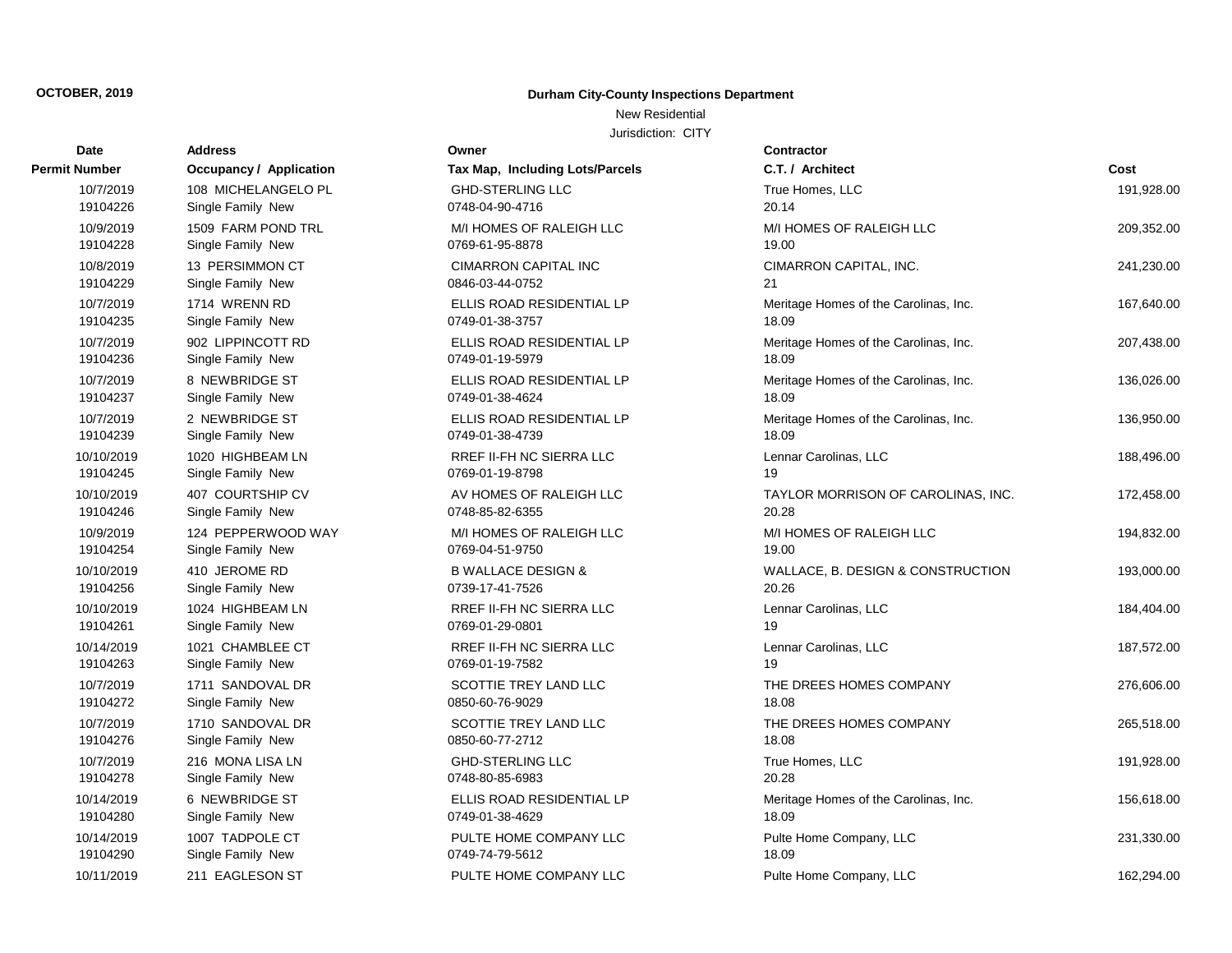**OCTOBER, 2019**

**Durham City-County Inspections Department**

New Residential

Jurisdiction: CITY

| Date<br>Permit Number | Address<br>Occupancy / Application | Owner<br>Tax Map, Including Lots/Parcels | Contractor<br>C.T. / Architect | Cost |
|---|---|---|---|---|
| 10/7/2019<br>19104226 | 108 MICHELANGELO PL<br>Single Family New | GHD-STERLING LLC<br>0748-04-90-4716 | True Homes, LLC<br>20.14 | 191,928.00 |
| 10/9/2019<br>19104228 | 1509 FARM POND TRL<br>Single Family New | M/I HOMES OF RALEIGH LLC<br>0769-61-95-8878 | M/I HOMES OF RALEIGH LLC<br>19.00 | 209,352.00 |
| 10/8/2019<br>19104229 | 13 PERSIMMON CT<br>Single Family New | CIMARRON CAPITAL INC<br>0846-03-44-0752 | CIMARRON CAPITAL, INC.<br>21 | 241,230.00 |
| 10/7/2019<br>19104235 | 1714 WRENN RD<br>Single Family New | ELLIS ROAD RESIDENTIAL LP<br>0749-01-38-3757 | Meritage Homes of the Carolinas, Inc.<br>18.09 | 167,640.00 |
| 10/7/2019<br>19104236 | 902 LIPPINCOTT RD<br>Single Family New | ELLIS ROAD RESIDENTIAL LP<br>0749-01-19-5979 | Meritage Homes of the Carolinas, Inc.<br>18.09 | 207,438.00 |
| 10/7/2019<br>19104237 | 8 NEWBRIDGE ST<br>Single Family New | ELLIS ROAD RESIDENTIAL LP<br>0749-01-38-4624 | Meritage Homes of the Carolinas, Inc.<br>18.09 | 136,026.00 |
| 10/7/2019<br>19104239 | 2 NEWBRIDGE ST<br>Single Family New | ELLIS ROAD RESIDENTIAL LP<br>0749-01-38-4739 | Meritage Homes of the Carolinas, Inc.<br>18.09 | 136,950.00 |
| 10/10/2019<br>19104245 | 1020 HIGHBEAM LN<br>Single Family New | RREF II-FH NC SIERRA LLC<br>0769-01-19-8798 | Lennar Carolinas, LLC<br>19 | 188,496.00 |
| 10/10/2019<br>19104246 | 407 COURTSHIP CV<br>Single Family New | AV HOMES OF RALEIGH LLC<br>0748-85-82-6355 | TAYLOR MORRISON OF CAROLINAS, INC.<br>20.28 | 172,458.00 |
| 10/9/2019<br>19104254 | 124 PEPPERWOOD WAY<br>Single Family New | M/I HOMES OF RALEIGH LLC<br>0769-04-51-9750 | M/I HOMES OF RALEIGH LLC<br>19.00 | 194,832.00 |
| 10/10/2019<br>19104256 | 410 JEROME RD<br>Single Family New | B WALLACE DESIGN &<br>0739-17-41-7526 | WALLACE, B. DESIGN & CONSTRUCTION<br>20.26 | 193,000.00 |
| 10/10/2019<br>19104261 | 1024 HIGHBEAM LN<br>Single Family New | RREF II-FH NC SIERRA LLC<br>0769-01-29-0801 | Lennar Carolinas, LLC<br>19 | 184,404.00 |
| 10/14/2019<br>19104263 | 1021 CHAMBLEE CT<br>Single Family New | RREF II-FH NC SIERRA LLC<br>0769-01-19-7582 | Lennar Carolinas, LLC<br>19 | 187,572.00 |
| 10/7/2019<br>19104272 | 1711 SANDOVAL DR<br>Single Family New | SCOTTIE TREY LAND LLC<br>0850-60-76-9029 | THE DREES HOMES COMPANY<br>18.08 | 276,606.00 |
| 10/7/2019<br>19104276 | 1710 SANDOVAL DR<br>Single Family New | SCOTTIE TREY LAND LLC<br>0850-60-77-2712 | THE DREES HOMES COMPANY<br>18.08 | 265,518.00 |
| 10/7/2019<br>19104278 | 216 MONA LISA LN<br>Single Family New | GHD-STERLING LLC<br>0748-80-85-6983 | True Homes, LLC<br>20.28 | 191,928.00 |
| 10/14/2019<br>19104280 | 6 NEWBRIDGE ST<br>Single Family New | ELLIS ROAD RESIDENTIAL LP<br>0749-01-38-4629 | Meritage Homes of the Carolinas, Inc.<br>18.09 | 156,618.00 |
| 10/14/2019<br>19104290 | 1007 TADPOLE CT<br>Single Family New | PULTE HOME COMPANY LLC<br>0749-74-79-5612 | Pulte Home Company, LLC<br>18.09 | 231,330.00 |
| 10/11/2019 | 211 EAGLESON ST | PULTE HOME COMPANY LLC | Pulte Home Company, LLC | 162,294.00 |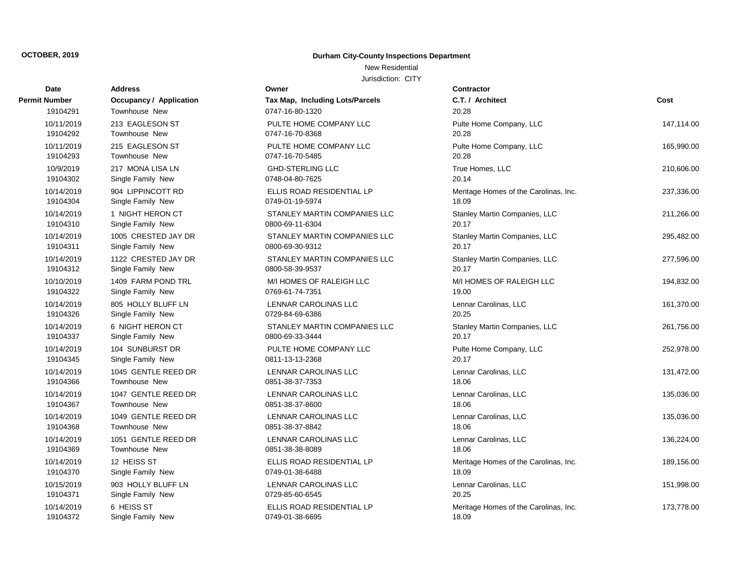**OCTOBER, 2019**

**Durham City-County Inspections Department**

New Residential

Jurisdiction: CITY

| Date<br>Permit Number | Address<br>Occupancy / Application | Owner<br>Tax Map, Including Lots/Parcels | Contractor<br>C.T. / Architect | Cost |
|---|---|---|---|---|
| 19104291 | Townhouse New | 0747-16-80-1320 | 20.28 | |
| 10/11/2019 | 213 EAGLESON ST | PULTE HOME COMPANY LLC | Pulte Home Company, LLC | 147,114.00 |
| 19104292 | Townhouse New | 0747-16-70-8368 | 20.28 | |
| 10/11/2019 | 215 EAGLESON ST | PULTE HOME COMPANY LLC | Pulte Home Company, LLC | 165,990.00 |
| 19104293 | Townhouse New | 0747-16-70-5485 | 20.28 | |
| 10/9/2019 | 217 MONA LISA LN | GHD-STERLING LLC | True Homes, LLC | 210,606.00 |
| 19104302 | Single Family New | 0748-04-80-7625 | 20.14 | |
| 10/14/2019 | 904 LIPPINCOTT RD | ELLIS ROAD RESIDENTIAL LP | Meritage Homes of the Carolinas, Inc. | 237,336.00 |
| 19104304 | Single Family New | 0749-01-19-5974 | 18.09 | |
| 10/14/2019 | 1 NIGHT HERON CT | STANLEY MARTIN COMPANIES LLC | Stanley Martin Companies, LLC | 211,266.00 |
| 19104310 | Single Family New | 0800-69-11-6304 | 20.17 | |
| 10/14/2019 | 1005 CRESTED JAY DR | STANLEY MARTIN COMPANIES LLC | Stanley Martin Companies, LLC | 295,482.00 |
| 19104311 | Single Family New | 0800-69-30-9312 | 20.17 | |
| 10/14/2019 | 1122 CRESTED JAY DR | STANLEY MARTIN COMPANIES LLC | Stanley Martin Companies, LLC | 277,596.00 |
| 19104312 | Single Family New | 0800-58-39-9537 | 20.17 | |
| 10/10/2019 | 1409 FARM POND TRL | M/I HOMES OF RALEIGH LLC | M/I HOMES OF RALEIGH LLC | 194,832.00 |
| 19104322 | Single Family New | 0769-61-74-7351 | 19.00 | |
| 10/14/2019 | 805 HOLLY BLUFF LN | LENNAR CAROLINAS LLC | Lennar Carolinas, LLC | 161,370.00 |
| 19104326 | Single Family New | 0729-84-69-6386 | 20.25 | |
| 10/14/2019 | 6 NIGHT HERON CT | STANLEY MARTIN COMPANIES LLC | Stanley Martin Companies, LLC | 261,756.00 |
| 19104337 | Single Family New | 0800-69-33-3444 | 20.17 | |
| 10/14/2019 | 104 SUNBURST DR | PULTE HOME COMPANY LLC | Pulte Home Company, LLC | 252,978.00 |
| 19104345 | Single Family New | 0811-13-13-2368 | 20.17 | |
| 10/14/2019 | 1045 GENTLE REED DR | LENNAR CAROLINAS LLC | Lennar Carolinas, LLC | 131,472.00 |
| 19104366 | Townhouse New | 0851-38-37-7353 | 18.06 | |
| 10/14/2019 | 1047 GENTLE REED DR | LENNAR CAROLINAS LLC | Lennar Carolinas, LLC | 135,036.00 |
| 19104367 | Townhouse New | 0851-38-37-8600 | 18.06 | |
| 10/14/2019 | 1049 GENTLE REED DR | LENNAR CAROLINAS LLC | Lennar Carolinas, LLC | 135,036.00 |
| 19104368 | Townhouse New | 0851-38-37-8842 | 18.06 | |
| 10/14/2019 | 1051 GENTLE REED DR | LENNAR CAROLINAS LLC | Lennar Carolinas, LLC | 136,224.00 |
| 19104369 | Townhouse New | 0851-38-38-8089 | 18.06 | |
| 10/14/2019 | 12 HEISS ST | ELLIS ROAD RESIDENTIAL LP | Meritage Homes of the Carolinas, Inc. | 189,156.00 |
| 19104370 | Single Family New | 0749-01-38-6488 | 18.09 | |
| 10/15/2019 | 903 HOLLY BLUFF LN | LENNAR CAROLINAS LLC | Lennar Carolinas, LLC | 151,998.00 |
| 19104371 | Single Family New | 0729-85-60-6545 | 20.25 | |
| 10/14/2019 | 6 HEISS ST | ELLIS ROAD RESIDENTIAL LP | Meritage Homes of the Carolinas, Inc. | 173,778.00 |
| 19104372 | Single Family New | 0749-01-38-6695 | 18.09 | |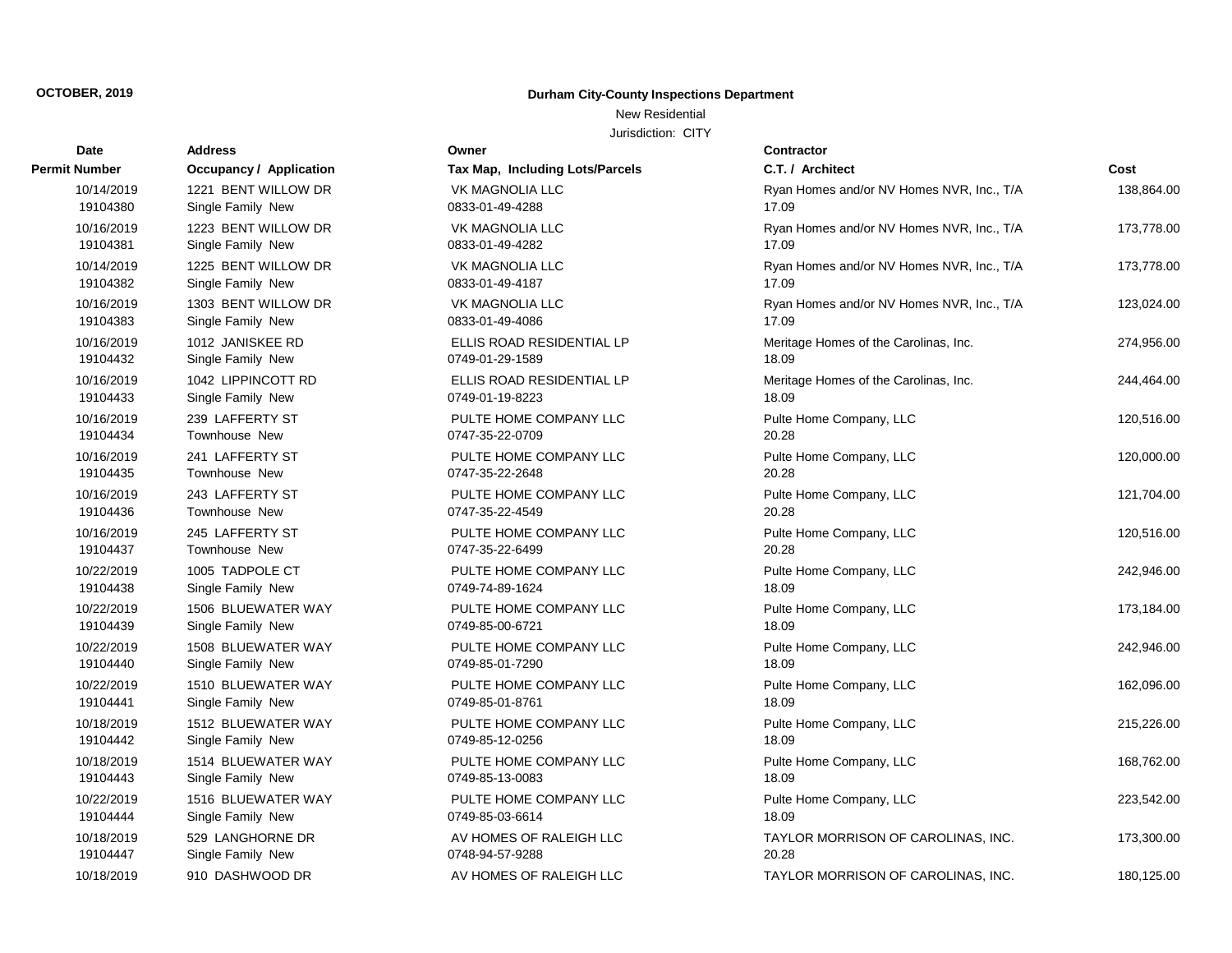**OCTOBER, 2019**

**Durham City-County Inspections Department**

New Residential

Jurisdiction: CITY

| Date / Permit Number | Address / Occupancy / Application | Owner / Tax Map, Including Lots/Parcels | Contractor / C.T. / Architect | Cost |
|---|---|---|---|---|
| 10/14/2019<br>19104380 | 1221 BENT WILLOW DR<br>Single Family New | VK MAGNOLIA LLC<br>0833-01-49-4288 | Ryan Homes and/or NV Homes NVR, Inc., T/A<br>17.09 | 138,864.00 |
| 10/16/2019<br>19104381 | 1223 BENT WILLOW DR<br>Single Family New | VK MAGNOLIA LLC<br>0833-01-49-4282 | Ryan Homes and/or NV Homes NVR, Inc., T/A<br>17.09 | 173,778.00 |
| 10/14/2019<br>19104382 | 1225 BENT WILLOW DR<br>Single Family New | VK MAGNOLIA LLC<br>0833-01-49-4187 | Ryan Homes and/or NV Homes NVR, Inc., T/A<br>17.09 | 173,778.00 |
| 10/16/2019<br>19104383 | 1303 BENT WILLOW DR<br>Single Family New | VK MAGNOLIA LLC<br>0833-01-49-4086 | Ryan Homes and/or NV Homes NVR, Inc., T/A<br>17.09 | 123,024.00 |
| 10/16/2019<br>19104432 | 1012 JANISKEE RD<br>Single Family New | ELLIS ROAD RESIDENTIAL LP<br>0749-01-29-1589 | Meritage Homes of the Carolinas, Inc.<br>18.09 | 274,956.00 |
| 10/16/2019<br>19104433 | 1042 LIPPINCOTT RD<br>Single Family New | ELLIS ROAD RESIDENTIAL LP<br>0749-01-19-8223 | Meritage Homes of the Carolinas, Inc.<br>18.09 | 244,464.00 |
| 10/16/2019<br>19104434 | 239 LAFFERTY ST<br>Townhouse New | PULTE HOME COMPANY LLC<br>0747-35-22-0709 | Pulte Home Company, LLC<br>20.28 | 120,516.00 |
| 10/16/2019<br>19104435 | 241 LAFFERTY ST<br>Townhouse New | PULTE HOME COMPANY LLC<br>0747-35-22-2648 | Pulte Home Company, LLC<br>20.28 | 120,000.00 |
| 10/16/2019<br>19104436 | 243 LAFFERTY ST<br>Townhouse New | PULTE HOME COMPANY LLC<br>0747-35-22-4549 | Pulte Home Company, LLC<br>20.28 | 121,704.00 |
| 10/16/2019<br>19104437 | 245 LAFFERTY ST<br>Townhouse New | PULTE HOME COMPANY LLC<br>0747-35-22-6499 | Pulte Home Company, LLC<br>20.28 | 120,516.00 |
| 10/22/2019<br>19104438 | 1005 TADPOLE CT<br>Single Family New | PULTE HOME COMPANY LLC<br>0749-74-89-1624 | Pulte Home Company, LLC<br>18.09 | 242,946.00 |
| 10/22/2019<br>19104439 | 1506 BLUEWATER WAY<br>Single Family New | PULTE HOME COMPANY LLC<br>0749-85-00-6721 | Pulte Home Company, LLC<br>18.09 | 173,184.00 |
| 10/22/2019<br>19104440 | 1508 BLUEWATER WAY<br>Single Family New | PULTE HOME COMPANY LLC<br>0749-85-01-7290 | Pulte Home Company, LLC<br>18.09 | 242,946.00 |
| 10/22/2019<br>19104441 | 1510 BLUEWATER WAY<br>Single Family New | PULTE HOME COMPANY LLC<br>0749-85-01-8761 | Pulte Home Company, LLC<br>18.09 | 162,096.00 |
| 10/18/2019<br>19104442 | 1512 BLUEWATER WAY<br>Single Family New | PULTE HOME COMPANY LLC<br>0749-85-12-0256 | Pulte Home Company, LLC<br>18.09 | 215,226.00 |
| 10/18/2019<br>19104443 | 1514 BLUEWATER WAY<br>Single Family New | PULTE HOME COMPANY LLC<br>0749-85-13-0083 | Pulte Home Company, LLC<br>18.09 | 168,762.00 |
| 10/22/2019<br>19104444 | 1516 BLUEWATER WAY<br>Single Family New | PULTE HOME COMPANY LLC<br>0749-85-03-6614 | Pulte Home Company, LLC<br>18.09 | 223,542.00 |
| 10/18/2019<br>19104447 | 529 LANGHORNE DR<br>Single Family New | AV HOMES OF RALEIGH LLC<br>0748-94-57-9288 | TAYLOR MORRISON OF CAROLINAS, INC.<br>20.28 | 173,300.00 |
| 10/18/2019 | 910 DASHWOOD DR | AV HOMES OF RALEIGH LLC | TAYLOR MORRISON OF CAROLINAS, INC. | 180,125.00 |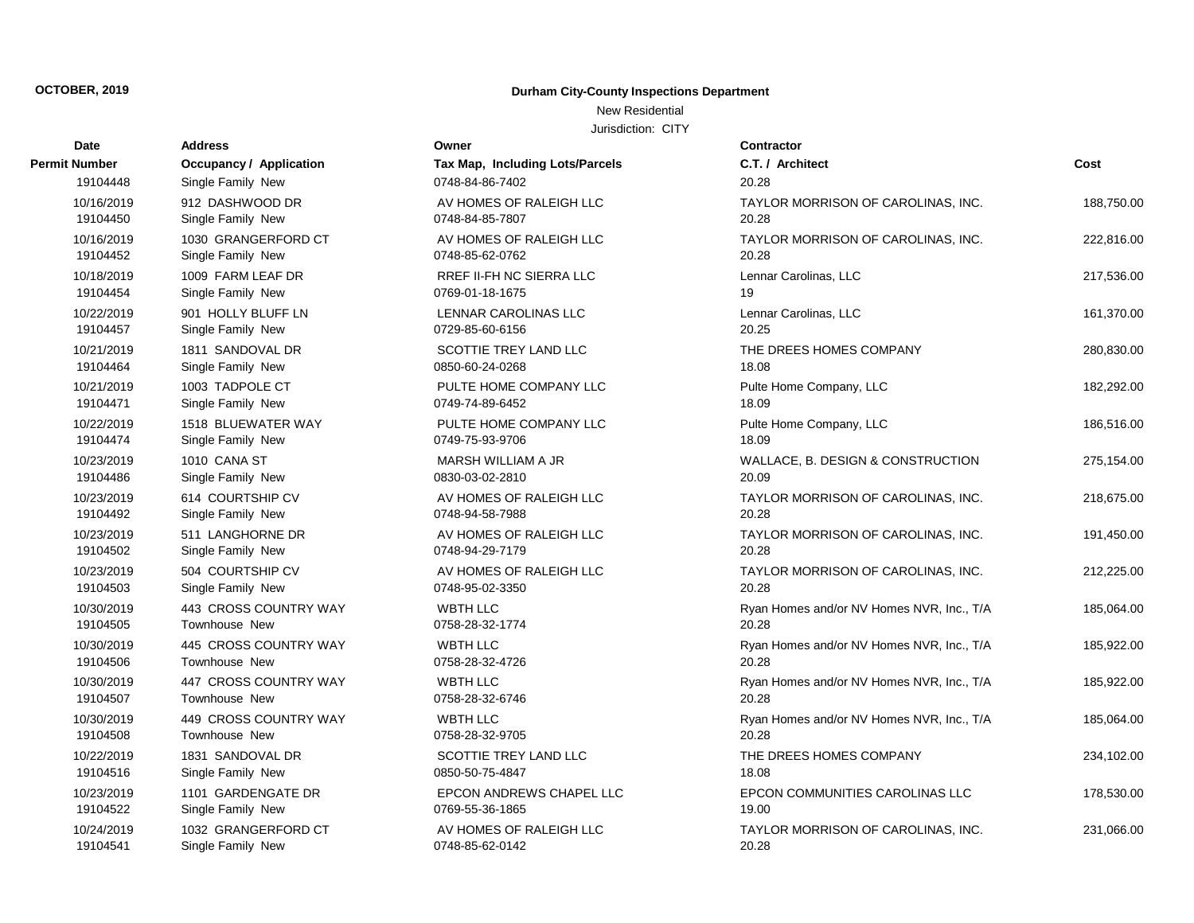**OCTOBER, 2019**

**Durham City-County Inspections Department**

New Residential

Jurisdiction: CITY

| Date / Permit Number | Address / Occupancy / Application | Owner / Tax Map, Including Lots/Parcels | Contractor / C.T. / Architect | Cost |
|---|---|---|---|---|
| 19104448 | Single Family New | 0748-84-86-7402 | 20.28 | |
| 10/16/2019 | 912 DASHWOOD DR | AV HOMES OF RALEIGH LLC | TAYLOR MORRISON OF CAROLINAS, INC. | 188,750.00 |
| 19104450 | Single Family New | 0748-84-85-7807 | 20.28 | |
| 10/16/2019 | 1030 GRANGERFORD CT | AV HOMES OF RALEIGH LLC | TAYLOR MORRISON OF CAROLINAS, INC. | 222,816.00 |
| 19104452 | Single Family New | 0748-85-62-0762 | 20.28 | |
| 10/18/2019 | 1009 FARM LEAF DR | RREF II-FH NC SIERRA LLC | Lennar Carolinas, LLC | 217,536.00 |
| 19104454 | Single Family New | 0769-01-18-1675 | 19 | |
| 10/22/2019 | 901 HOLLY BLUFF LN | LENNAR CAROLINAS LLC | Lennar Carolinas, LLC | 161,370.00 |
| 19104457 | Single Family New | 0729-85-60-6156 | 20.25 | |
| 10/21/2019 | 1811 SANDOVAL DR | SCOTTIE TREY LAND LLC | THE DREES HOMES COMPANY | 280,830.00 |
| 19104464 | Single Family New | 0850-60-24-0268 | 18.08 | |
| 10/21/2019 | 1003 TADPOLE CT | PULTE HOME COMPANY LLC | Pulte Home Company, LLC | 182,292.00 |
| 19104471 | Single Family New | 0749-74-89-6452 | 18.09 | |
| 10/22/2019 | 1518 BLUEWATER WAY | PULTE HOME COMPANY LLC | Pulte Home Company, LLC | 186,516.00 |
| 19104474 | Single Family New | 0749-75-93-9706 | 18.09 | |
| 10/23/2019 | 1010 CANA ST | MARSH WILLIAM A JR | WALLACE, B. DESIGN & CONSTRUCTION | 275,154.00 |
| 19104486 | Single Family New | 0830-03-02-2810 | 20.09 | |
| 10/23/2019 | 614 COURTSHIP CV | AV HOMES OF RALEIGH LLC | TAYLOR MORRISON OF CAROLINAS, INC. | 218,675.00 |
| 19104492 | Single Family New | 0748-94-58-7988 | 20.28 | |
| 10/23/2019 | 511 LANGHORNE DR | AV HOMES OF RALEIGH LLC | TAYLOR MORRISON OF CAROLINAS, INC. | 191,450.00 |
| 19104502 | Single Family New | 0748-94-29-7179 | 20.28 | |
| 10/23/2019 | 504 COURTSHIP CV | AV HOMES OF RALEIGH LLC | TAYLOR MORRISON OF CAROLINAS, INC. | 212,225.00 |
| 19104503 | Single Family New | 0748-95-02-3350 | 20.28 | |
| 10/30/2019 | 443 CROSS COUNTRY WAY | WBTH LLC | Ryan Homes and/or NV Homes NVR, Inc., T/A | 185,064.00 |
| 19104505 | Townhouse New | 0758-28-32-1774 | 20.28 | |
| 10/30/2019 | 445 CROSS COUNTRY WAY | WBTH LLC | Ryan Homes and/or NV Homes NVR, Inc., T/A | 185,922.00 |
| 19104506 | Townhouse New | 0758-28-32-4726 | 20.28 | |
| 10/30/2019 | 447 CROSS COUNTRY WAY | WBTH LLC | Ryan Homes and/or NV Homes NVR, Inc., T/A | 185,922.00 |
| 19104507 | Townhouse New | 0758-28-32-6746 | 20.28 | |
| 10/30/2019 | 449 CROSS COUNTRY WAY | WBTH LLC | Ryan Homes and/or NV Homes NVR, Inc., T/A | 185,064.00 |
| 19104508 | Townhouse New | 0758-28-32-9705 | 20.28 | |
| 10/22/2019 | 1831 SANDOVAL DR | SCOTTIE TREY LAND LLC | THE DREES HOMES COMPANY | 234,102.00 |
| 19104516 | Single Family New | 0850-50-75-4847 | 18.08 | |
| 10/23/2019 | 1101 GARDENGATE DR | EPCON ANDREWS CHAPEL LLC | EPCON COMMUNITIES CAROLINAS LLC | 178,530.00 |
| 19104522 | Single Family New | 0769-55-36-1865 | 19.00 | |
| 10/24/2019 | 1032 GRANGERFORD CT | AV HOMES OF RALEIGH LLC | TAYLOR MORRISON OF CAROLINAS, INC. | 231,066.00 |
| 19104541 | Single Family New | 0748-85-62-0142 | 20.28 | |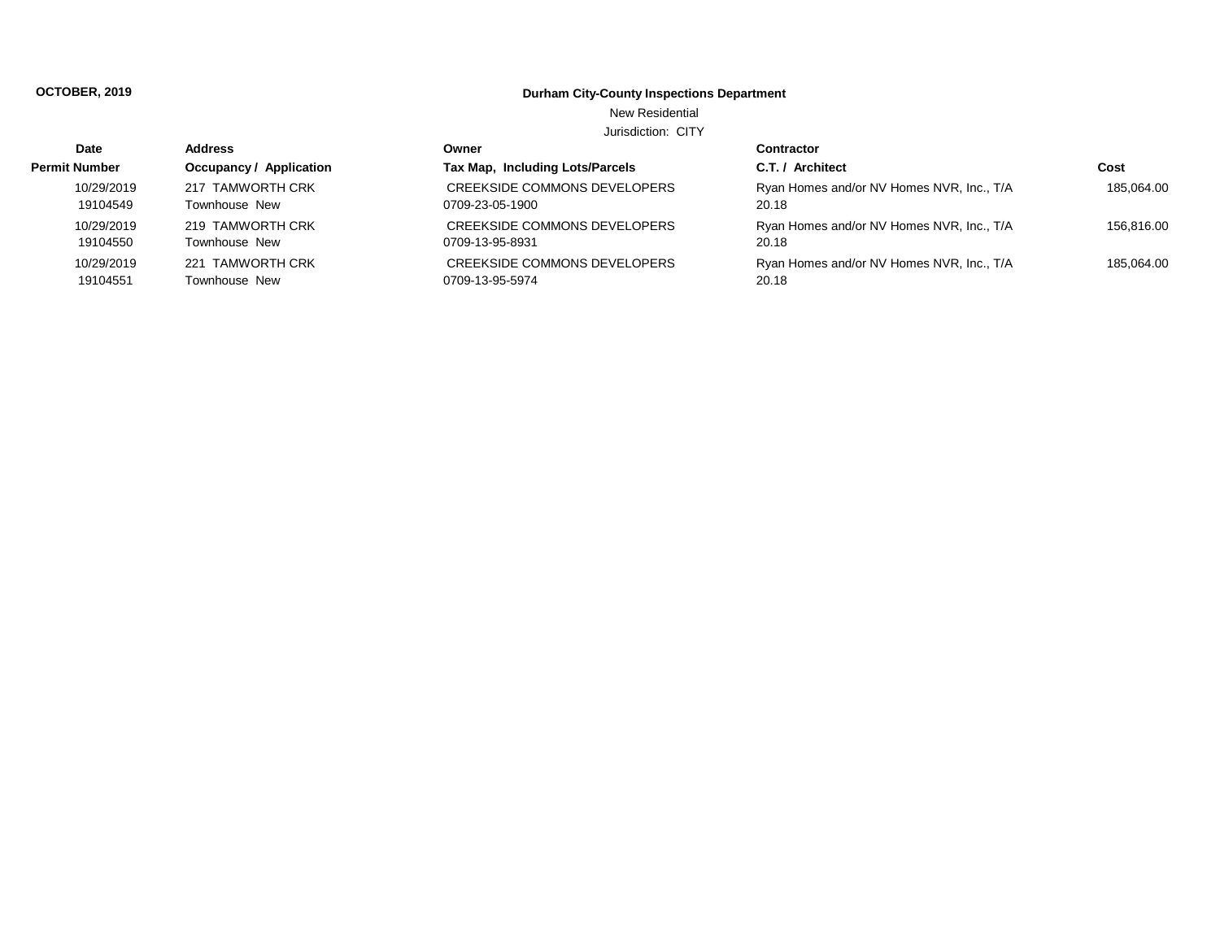**OCTOBER, 2019**

**Durham City-County Inspections Department**

New Residential

Jurisdiction: CITY

| Date<br>Permit Number | Address<br>Occupancy / Application | Owner<br>Tax Map, Including Lots/Parcels | Contractor<br>C.T. / Architect | Cost |
|---|---|---|---|---|
| 10/29/2019<br>19104549 | 217 TAMWORTH CRK<br>Townhouse New | CREEKSIDE COMMONS DEVELOPERS<br>0709-23-05-1900 | Ryan Homes and/or NV Homes NVR, Inc., T/A<br>20.18 | 185,064.00 |
| 10/29/2019<br>19104550 | 219 TAMWORTH CRK<br>Townhouse New | CREEKSIDE COMMONS DEVELOPERS<br>0709-13-95-8931 | Ryan Homes and/or NV Homes NVR, Inc., T/A<br>20.18 | 156,816.00 |
| 10/29/2019<br>19104551 | 221 TAMWORTH CRK<br>Townhouse New | CREEKSIDE COMMONS DEVELOPERS<br>0709-13-95-5974 | Ryan Homes and/or NV Homes NVR, Inc., T/A<br>20.18 | 185,064.00 |